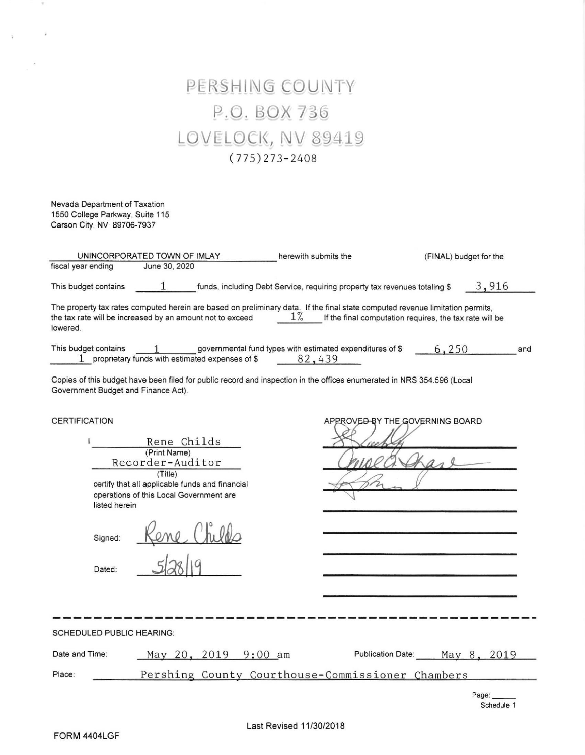# PERSHING COUNTY
# P.O. BOX 736
# LOVELOCK, NV 89419

(775)273-2408

Nevada Department of Taxation
1550 College Parkway, Suite 115
Carson City, NV 89706-7937

UNINCORPORATED TOWN OF IMLAY herewith submits the (FINAL) budget for the fiscal year ending June 30, 2020

This budget contains 1 funds, including Debt Service, requiring property tax revenues totaling $ 3,916

The property tax rates computed herein are based on preliminary data. If the final state computed revenue limitation permits, the tax rate will be increased by an amount not to exceed 1% If the final computation requires, the tax rate will be lowered.

This budget contains 1 governmental fund types with estimated expenditures of $ 6,250 and 1 proprietary funds with estimated expenses of $ 82,439

Copies of this budget have been filed for public record and inspection in the offices enumerated in NRS 354.596 (Local Government Budget and Finance Act).

CERTIFICATION

I Rene Childs
(Print Name)
Recorder-Auditor
(Title)
certify that all applicable funds and financial operations of this Local Government are listed herein

Signed: Rene Childs

Dated: 5/28/19

APPROVED BY THE GOVERNING BOARD

[signatures]

---

SCHEDULED PUBLIC HEARING:

Date and Time: May 20, 2019 9:00 am Publication Date: May 8, 2019

Place: Pershing County Courthouse-Commissioner Chambers

Page: ______
Schedule 1

Last Revised 11/30/2018

FORM 4404LGF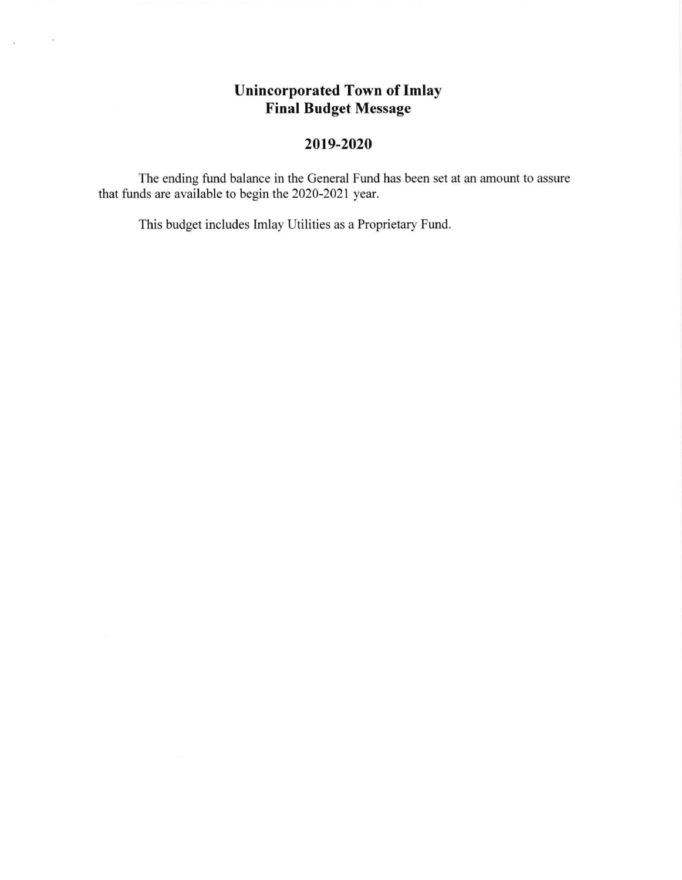# Unincorporated Town of Imlay
# Final Budget Message

## 2019-2020

The ending fund balance in the General Fund has been set at an amount to assure that funds are available to begin the 2020-2021 year.

This budget includes Imlay Utilities as a Proprietary Fund.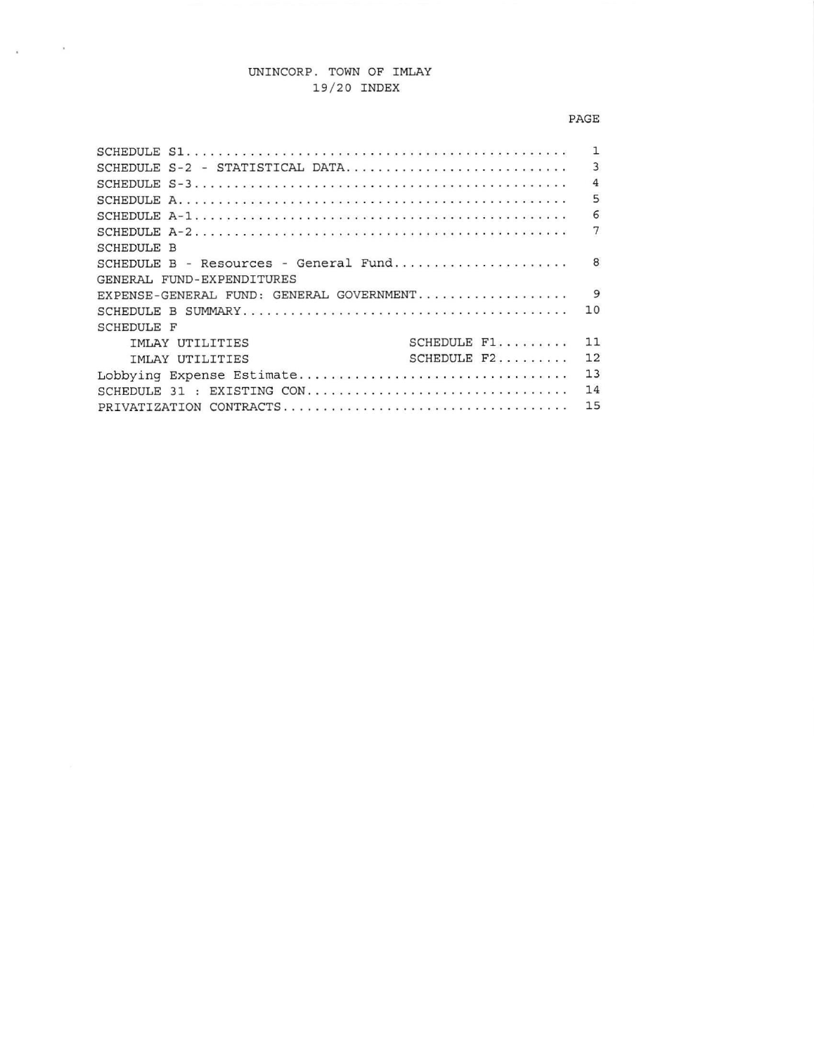# UNINCORP. TOWN OF IMLAY
## 19/20 INDEX

| | | PAGE |
|---|---|---|
| SCHEDULE S1 | | 1 |
| SCHEDULE S-2 - STATISTICAL DATA | | 3 |
| SCHEDULE S-3 | | 4 |
| SCHEDULE A | | 5 |
| SCHEDULE A-1 | | 6 |
| SCHEDULE A-2 | | 7 |
| SCHEDULE B | | |
| SCHEDULE B - Resources - General Fund | | 8 |
| GENERAL FUND-EXPENDITURES | | |
| EXPENSE-GENERAL FUND: GENERAL GOVERNMENT | | 9 |
| SCHEDULE B SUMMARY | | 10 |
| SCHEDULE F | | |
| IMLAY UTILITIES | SCHEDULE F1 | 11 |
| IMLAY UTILITIES | SCHEDULE F2 | 12 |
| Lobbying Expense Estimate | | 13 |
| SCHEDULE 31 : EXISTING CON | | 14 |
| PRIVATIZATION CONTRACTS | | 15 |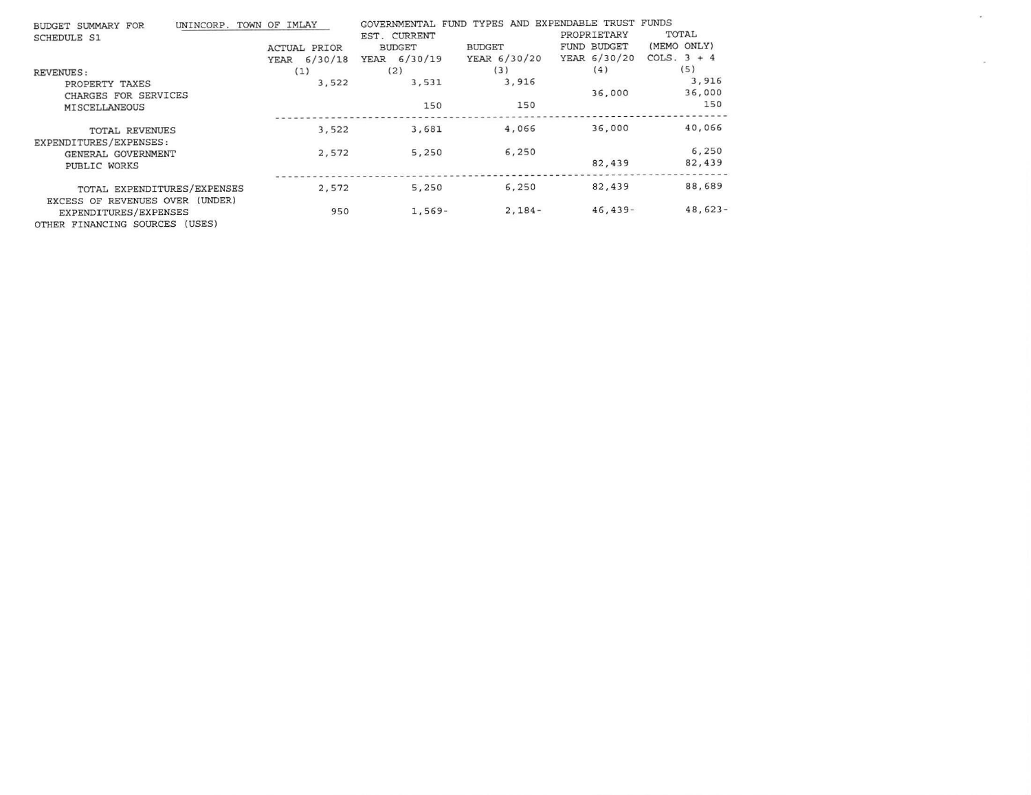BUDGET SUMMARY FOR UNINCORP. TOWN OF IMLAY

SCHEDULE S1

| | GOVERNMENTAL FUND TYPES AND EXPENDABLE TRUST FUNDS | | | | |
|---|---|---|---|---|---|
| | ACTUAL PRIOR YEAR 6/30/18 | EST. CURRENT BUDGET YEAR 6/30/19 | BUDGET YEAR 6/30/20 | PROPRIETARY FUND BUDGET YEAR 6/30/20 | TOTAL (MEMO ONLY) COLS. 3 + 4 |
| | (1) | (2) | (3) | (4) | (5) |
| REVENUES: | | | | | |
| PROPERTY TAXES | 3,522 | 3,531 | 3,916 | | 3,916 |
| CHARGES FOR SERVICES | | | | 36,000 | 36,000 |
| MISCELLANEOUS | | 150 | 150 | | 150 |
| TOTAL REVENUES | 3,522 | 3,681 | 4,066 | 36,000 | 40,066 |
| EXPENDITURES/EXPENSES: | | | | | |
| GENERAL GOVERNMENT | 2,572 | 5,250 | 6,250 | | 6,250 |
| PUBLIC WORKS | | | | 82,439 | 82,439 |
| TOTAL EXPENDITURES/EXPENSES | 2,572 | 5,250 | 6,250 | 82,439 | 88,689 |
| EXCESS OF REVENUES OVER (UNDER) EXPENDITURES/EXPENSES | 950 | 1,569- | 2,184- | 46,439- | 48,623- |
| OTHER FINANCING SOURCES (USES) | | | | | |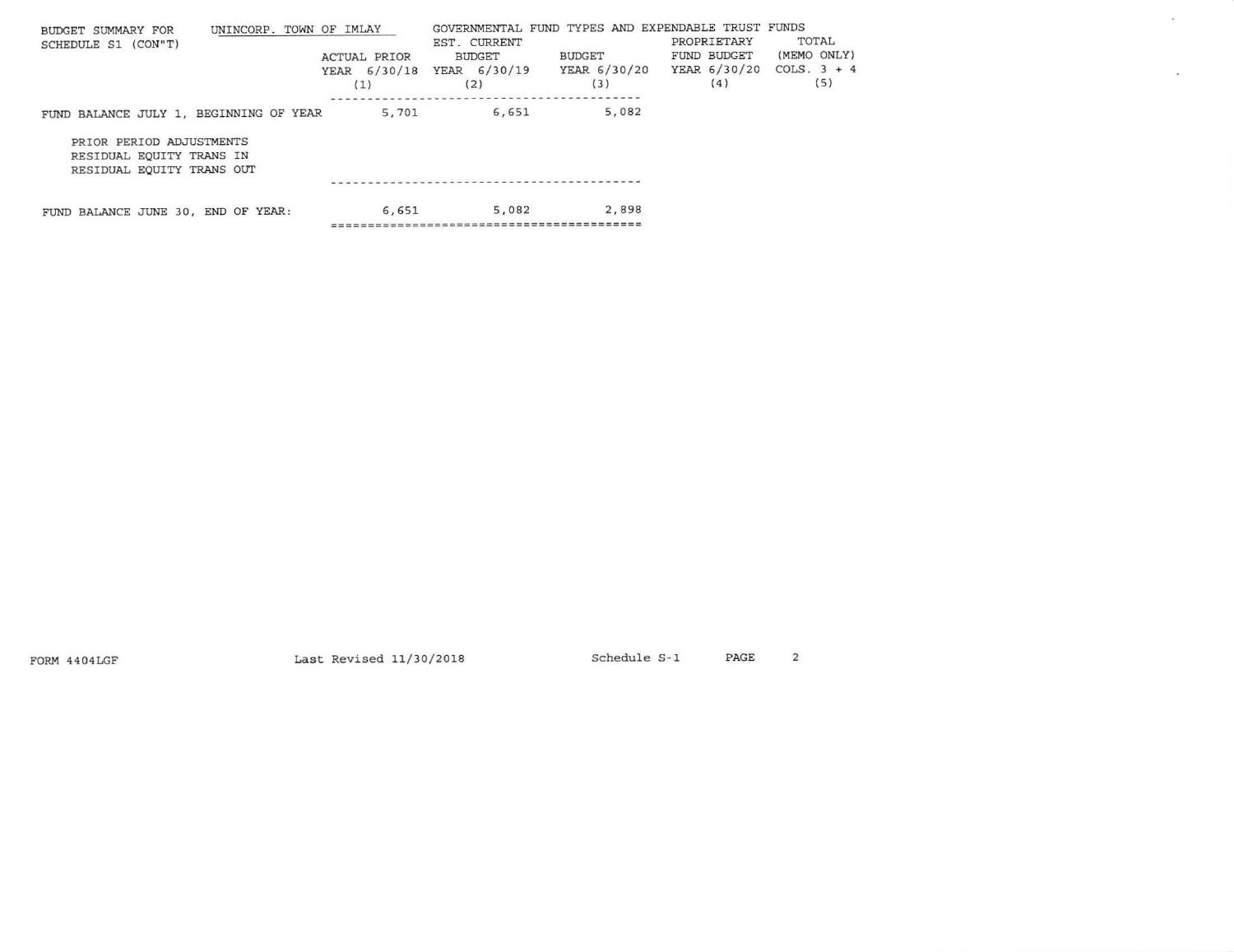BUDGET SUMMARY FOR SCHEDULE S1 (CON"T) — UNINCORP. TOWN OF IMLAY

| | GOVERNMENTAL FUND TYPES AND EXPENDABLE TRUST FUNDS | | | | |
|---|---|---|---|---|---|
| | ACTUAL PRIOR YEAR 6/30/18 (1) | EST. CURRENT BUDGET YEAR 6/30/19 (2) | BUDGET YEAR 6/30/20 (3) | PROPRIETARY FUND BUDGET YEAR 6/30/20 (4) | TOTAL (MEMO ONLY) COLS. 3 + 4 (5) |
| FUND BALANCE JULY 1, BEGINNING OF YEAR | 5,701 | 6,651 | 5,082 | | |
| PRIOR PERIOD ADJUSTMENTS | | | | | |
| RESIDUAL EQUITY TRANS IN | | | | | |
| RESIDUAL EQUITY TRANS OUT | | | | | |
| FUND BALANCE JUNE 30, END OF YEAR: | 6,651 | 5,082 | 2,898 | | |

FORM 4404LGF Last Revised 11/30/2018 Schedule S-1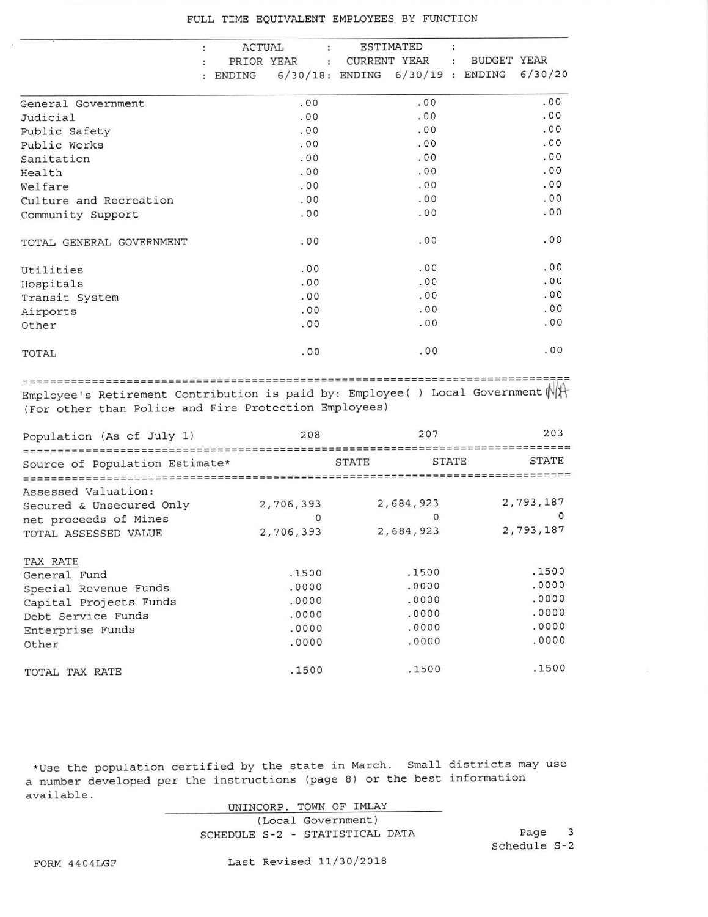# FULL TIME EQUIVALENT EMPLOYEES BY FUNCTION

| | ACTUAL PRIOR YEAR ENDING 6/30/18 | ESTIMATED CURRENT YEAR ENDING 6/30/19 | BUDGET YEAR ENDING 6/30/20 |
|---|---|---|---|
| General Government | .00 | .00 | .00 |
| Judicial | .00 | .00 | .00 |
| Public Safety | .00 | .00 | .00 |
| Public Works | .00 | .00 | .00 |
| Sanitation | .00 | .00 | .00 |
| Health | .00 | .00 | .00 |
| Welfare | .00 | .00 | .00 |
| Culture and Recreation | .00 | .00 | .00 |
| Community Support | .00 | .00 | .00 |
| TOTAL GENERAL GOVERNMENT | .00 | .00 | .00 |
| Utilities | .00 | .00 | .00 |
| Hospitals | .00 | .00 | .00 |
| Transit System | .00 | .00 | .00 |
| Airports | .00 | .00 | .00 |
| Other | .00 | .00 | .00 |
| TOTAL | .00 | .00 | .00 |

Employee's Retirement Contribution is paid by: Employee( ) Local Government (N/A)
(For other than Police and Fire Protection Employees)

| | | | |
|---|---|---|---|
| Population (As of July 1) | 208 | 207 | 203 |
| Source of Population Estimate* | STATE | STATE | STATE |
| **Assessed Valuation:** | | | |
| Secured & Unsecured Only | 2,706,393 | 2,684,923 | 2,793,187 |
| net proceeds of Mines | 0 | 0 | 0 |
| TOTAL ASSESSED VALUE | 2,706,393 | 2,684,923 | 2,793,187 |
| **TAX RATE** | | | |
| General Fund | .1500 | .1500 | .1500 |
| Special Revenue Funds | .0000 | .0000 | .0000 |
| Capital Projects Funds | .0000 | .0000 | .0000 |
| Debt Service Funds | .0000 | .0000 | .0000 |
| Enterprise Funds | .0000 | .0000 | .0000 |
| Other | .0000 | .0000 | .0000 |
| TOTAL TAX RATE | .1500 | .1500 | .1500 |

*Use the population certified by the state in March. Small districts may use a number developed per the instructions (page 8) or the best information available.

UNINCORP. TOWN OF IMLAY
(Local Government)
SCHEDULE S-2 - STATISTICAL DATA

Schedule S-2

FORM 4404LGF

Last Revised 11/30/2018